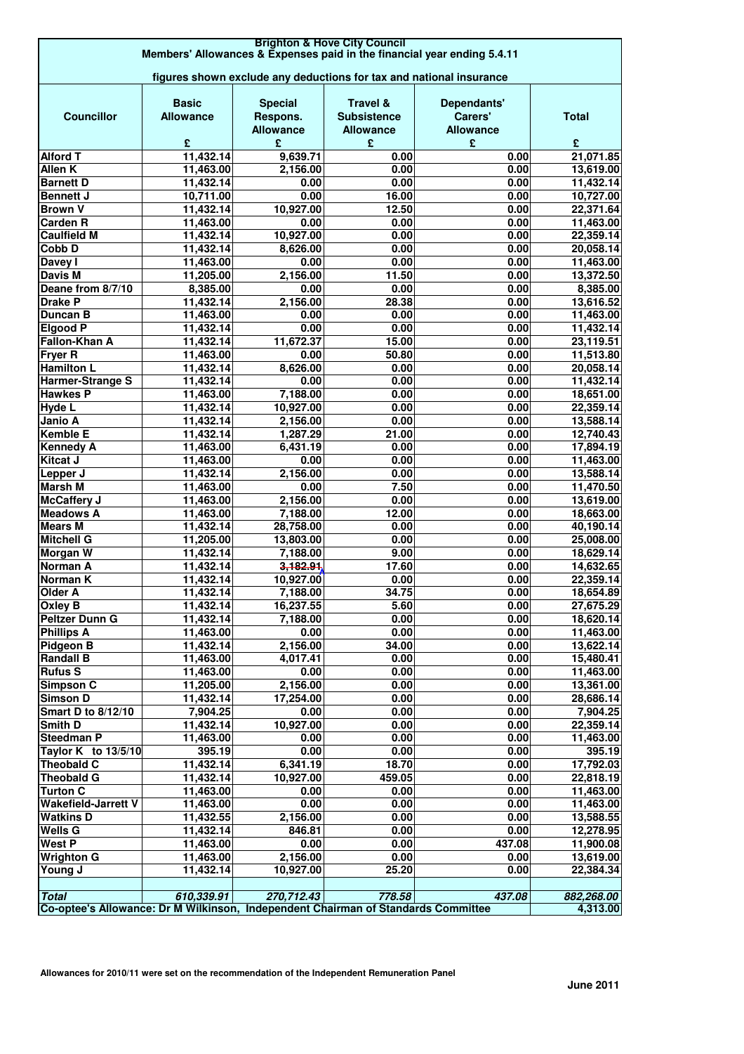# Brighton & Hove City Council

## Members' Allowances & Expenses paid in the financial year ending 5.4.11

figures shown exclude any deductions for tax and national insurance

| Councillor | Basic Allowance | Special Respons. Allowance | Travel & Subsistence Allowance | Dependants' Carers' Allowance | Total |
|---|---|---|---|---|---|
| | £ | £ | £ | £ | £ |
| Alford T | 11,432.14 | 9,639.71 | 0.00 | 0.00 | 21,071.85 |
| Allen K | 11,463.00 | 2,156.00 | 0.00 | 0.00 | 13,619.00 |
| Barnett D | 11,432.14 | 0.00 | 0.00 | 0.00 | 11,432.14 |
| Bennett J | 10,711.00 | 0.00 | 16.00 | 0.00 | 10,727.00 |
| Brown V | 11,432.14 | 10,927.00 | 12.50 | 0.00 | 22,371.64 |
| Carden R | 11,463.00 | 0.00 | 0.00 | 0.00 | 11,463.00 |
| Caulfield M | 11,432.14 | 10,927.00 | 0.00 | 0.00 | 22,359.14 |
| Cobb D | 11,432.14 | 8,626.00 | 0.00 | 0.00 | 20,058.14 |
| Davey I | 11,463.00 | 0.00 | 0.00 | 0.00 | 11,463.00 |
| Davis M | 11,205.00 | 2,156.00 | 11.50 | 0.00 | 13,372.50 |
| Deane from 8/7/10 | 8,385.00 | 0.00 | 0.00 | 0.00 | 8,385.00 |
| Drake P | 11,432.14 | 2,156.00 | 28.38 | 0.00 | 13,616.52 |
| Duncan B | 11,463.00 | 0.00 | 0.00 | 0.00 | 11,463.00 |
| Elgood P | 11,432.14 | 0.00 | 0.00 | 0.00 | 11,432.14 |
| Fallon-Khan A | 11,432.14 | 11,672.37 | 15.00 | 0.00 | 23,119.51 |
| Fryer R | 11,463.00 | 0.00 | 50.80 | 0.00 | 11,513.80 |
| Hamilton L | 11,432.14 | 8,626.00 | 0.00 | 0.00 | 20,058.14 |
| Harmer-Strange S | 11,432.14 | 0.00 | 0.00 | 0.00 | 11,432.14 |
| Hawkes P | 11,463.00 | 7,188.00 | 0.00 | 0.00 | 18,651.00 |
| Hyde L | 11,432.14 | 10,927.00 | 0.00 | 0.00 | 22,359.14 |
| Janio A | 11,432.14 | 2,156.00 | 0.00 | 0.00 | 13,588.14 |
| Kemble E | 11,432.14 | 1,287.29 | 21.00 | 0.00 | 12,740.43 |
| Kennedy A | 11,463.00 | 6,431.19 | 0.00 | 0.00 | 17,894.19 |
| Kitcat J | 11,463.00 | 0.00 | 0.00 | 0.00 | 11,463.00 |
| Lepper J | 11,432.14 | 2,156.00 | 0.00 | 0.00 | 13,588.14 |
| Marsh M | 11,463.00 | 0.00 | 7.50 | 0.00 | 11,470.50 |
| McCaffery J | 11,463.00 | 2,156.00 | 0.00 | 0.00 | 13,619.00 |
| Meadows A | 11,463.00 | 7,188.00 | 12.00 | 0.00 | 18,663.00 |
| Mears M | 11,432.14 | 28,758.00 | 0.00 | 0.00 | 40,190.14 |
| Mitchell G | 11,205.00 | 13,803.00 | 0.00 | 0.00 | 25,008.00 |
| Morgan W | 11,432.14 | 7,188.00 | 9.00 | 0.00 | 18,629.14 |
| Norman A | 11,432.14 | ~~3,182.91~~ | 17.60 | 0.00 | 14,632.65 |
| Norman K | 11,432.14 | 10,927.00 | 0.00 | 0.00 | 22,359.14 |
| Older A | 11,432.14 | 7,188.00 | 34.75 | 0.00 | 18,654.89 |
| Oxley B | 11,432.14 | 16,237.55 | 5.60 | 0.00 | 27,675.29 |
| Peltzer Dunn G | 11,432.14 | 7,188.00 | 0.00 | 0.00 | 18,620.14 |
| Phillips A | 11,463.00 | 0.00 | 0.00 | 0.00 | 11,463.00 |
| Pidgeon B | 11,432.14 | 2,156.00 | 34.00 | 0.00 | 13,622.14 |
| Randall B | 11,463.00 | 4,017.41 | 0.00 | 0.00 | 15,480.41 |
| Rufus S | 11,463.00 | 0.00 | 0.00 | 0.00 | 11,463.00 |
| Simpson C | 11,205.00 | 2,156.00 | 0.00 | 0.00 | 13,361.00 |
| Simson D | 11,432.14 | 17,254.00 | 0.00 | 0.00 | 28,686.14 |
| Smart D to 8/12/10 | 7,904.25 | 0.00 | 0.00 | 0.00 | 7,904.25 |
| Smith D | 11,432.14 | 10,927.00 | 0.00 | 0.00 | 22,359.14 |
| Steedman P | 11,463.00 | 0.00 | 0.00 | 0.00 | 11,463.00 |
| Taylor K to 13/5/10 | 395.19 | 0.00 | 0.00 | 0.00 | 395.19 |
| Theobald C | 11,432.14 | 6,341.19 | 18.70 | 0.00 | 17,792.03 |
| Theobald G | 11,432.14 | 10,927.00 | 459.05 | 0.00 | 22,818.19 |
| Turton C | 11,463.00 | 0.00 | 0.00 | 0.00 | 11,463.00 |
| Wakefield-Jarrett V | 11,463.00 | 0.00 | 0.00 | 0.00 | 11,463.00 |
| Watkins D | 11,432.55 | 2,156.00 | 0.00 | 0.00 | 13,588.55 |
| Wells G | 11,432.14 | 846.81 | 0.00 | 0.00 | 12,278.95 |
| West P | 11,463.00 | 0.00 | 0.00 | 437.08 | 11,900.08 |
| Wrighton G | 11,463.00 | 2,156.00 | 0.00 | 0.00 | 13,619.00 |
| Young J | 11,432.14 | 10,927.00 | 25.20 | 0.00 | 22,384.34 |
| | | | | | |
| *Total* | *610,339.91* | *270,712.43* | *778.58* | *437.08* | *882,268.00* |
| **Co-optee's Allowance: Dr M Wilkinson, Independent Chairman of Standards Committee** | | | | | **4,313.00** |

**Allowances for 2010/11 were set on the recommendation of the Independent Remuneration Panel**

**June 2011**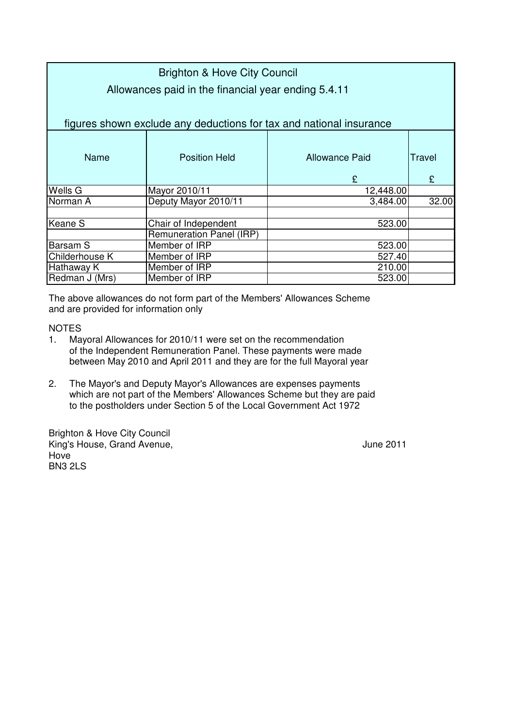Brighton & Hove City Council

Allowances paid in the financial year ending 5.4.11

figures shown exclude any deductions for tax and national insurance

| Name | Position Held | Allowance Paid<br>£ | Travel<br>£ |
|---|---|---|---|
| Wells G | Mayor 2010/11 | 12,448.00 | |
| Norman A | Deputy Mayor 2010/11 | 3,484.00 | 32.00 |
| | | | |
| Keane S | Chair of Independent | 523.00 | |
| | Remuneration Panel (IRP) | | |
| Barsam S | Member of IRP | 523.00 | |
| Childerhouse K | Member of IRP | 527.40 | |
| Hathaway K | Member of IRP | 210.00 | |
| Redman J (Mrs) | Member of IRP | 523.00 | |

The above allowances do not form part of the Members' Allowances Scheme and are provided for information only

NOTES

1. Mayoral Allowances for 2010/11 were set on the recommendation of the Independent Remuneration Panel. These payments were made between May 2010 and April 2011 and they are for the full Mayoral year

2. The Mayor's and Deputy Mayor's Allowances are expenses payments which are not part of the Members' Allowances Scheme but they are paid to the postholders under Section 5 of the Local Government Act 1972

Brighton & Hove City Council
King's House, Grand Avenue,
Hove
BN3 2LS

June 2011